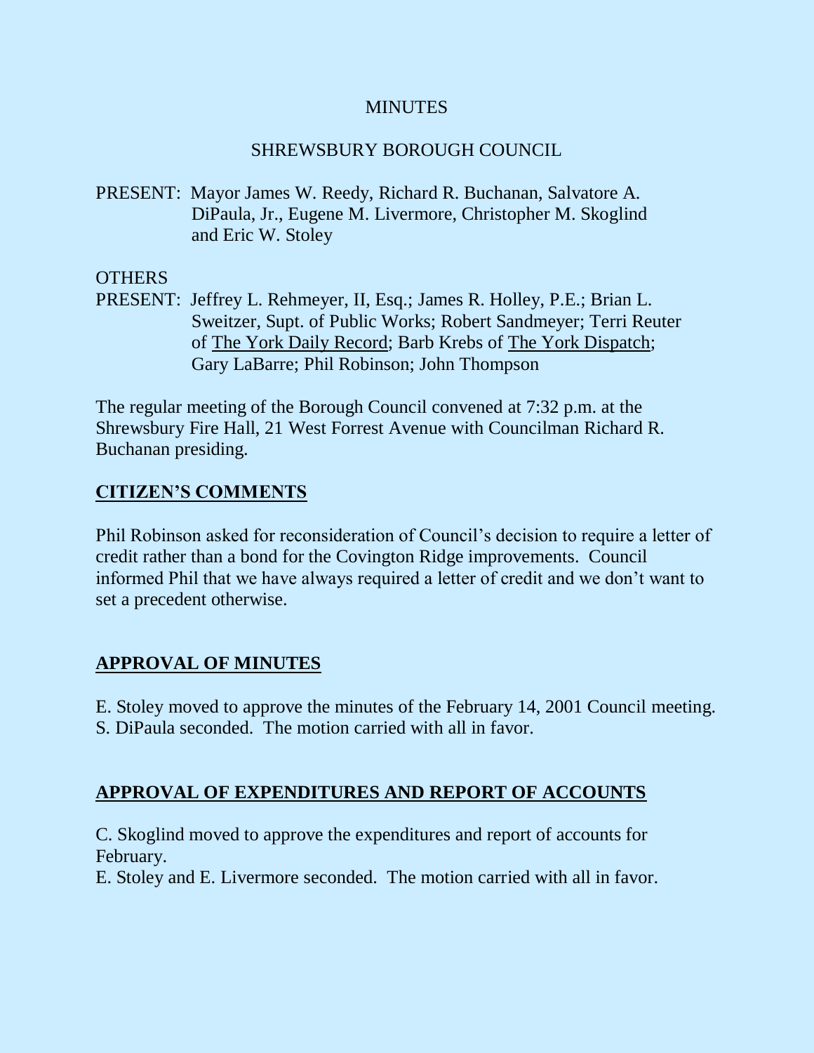MINUTES

SHREWSBURY BOROUGH COUNCIL

PRESENT: Mayor James W. Reedy, Richard R. Buchanan, Salvatore A. DiPaula, Jr., Eugene M. Livermore, Christopher M. Skoglind and Eric W. Stoley

OTHERS PRESENT: Jeffrey L. Rehmeyer, II, Esq.; James R. Holley, P.E.; Brian L. Sweitzer, Supt. of Public Works; Robert Sandmeyer; Terri Reuter of The York Daily Record; Barb Krebs of The York Dispatch; Gary LaBarre; Phil Robinson; John Thompson

The regular meeting of the Borough Council convened at 7:32 p.m. at the Shrewsbury Fire Hall, 21 West Forrest Avenue with Councilman Richard R. Buchanan presiding.

## CITIZEN'S COMMENTS

Phil Robinson asked for reconsideration of Council's decision to require a letter of credit rather than a bond for the Covington Ridge improvements. Council informed Phil that we have always required a letter of credit and we don't want to set a precedent otherwise.

## APPROVAL OF MINUTES

E. Stoley moved to approve the minutes of the February 14, 2001 Council meeting.
S. DiPaula seconded. The motion carried with all in favor.

## APPROVAL OF EXPENDITURES AND REPORT OF ACCOUNTS

C. Skoglind moved to approve the expenditures and report of accounts for February.
E. Stoley and E. Livermore seconded. The motion carried with all in favor.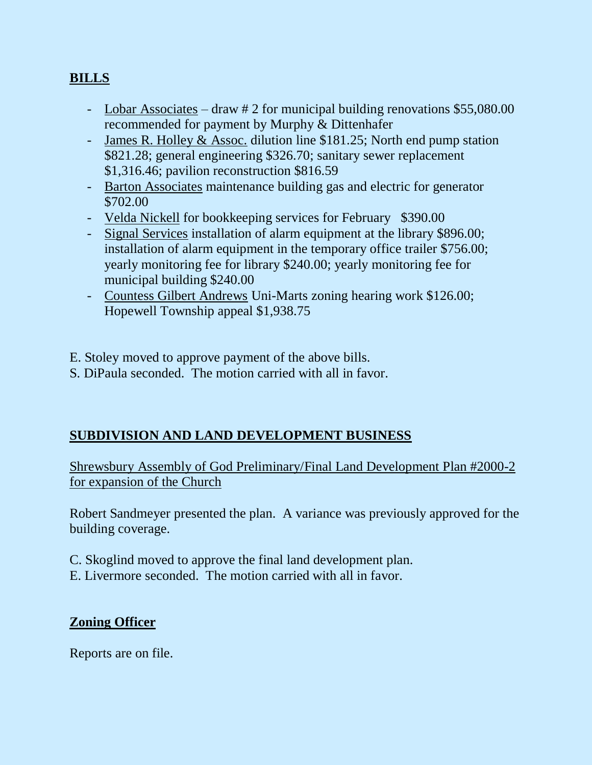## BILLS

- Lobar Associates – draw # 2 for municipal building renovations $55,080.00 recommended for payment by Murphy & Dittenhafer
- James R. Holley & Assoc. dilution line $181.25; North end pump station $821.28; general engineering $326.70; sanitary sewer replacement $1,316.46; pavilion reconstruction $816.59
- Barton Associates maintenance building gas and electric for generator $702.00
- Velda Nickell for bookkeeping services for February $390.00
- Signal Services installation of alarm equipment at the library $896.00; installation of alarm equipment in the temporary office trailer $756.00; yearly monitoring fee for library $240.00; yearly monitoring fee for municipal building $240.00
- Countess Gilbert Andrews Uni-Marts zoning hearing work $126.00; Hopewell Township appeal $1,938.75

E. Stoley moved to approve payment of the above bills.
S. DiPaula seconded. The motion carried with all in favor.

## SUBDIVISION AND LAND DEVELOPMENT BUSINESS

Shrewsbury Assembly of God Preliminary/Final Land Development Plan #2000-2 for expansion of the Church

Robert Sandmeyer presented the plan. A variance was previously approved for the building coverage.

C. Skoglind moved to approve the final land development plan.
E. Livermore seconded. The motion carried with all in favor.

## Zoning Officer

Reports are on file.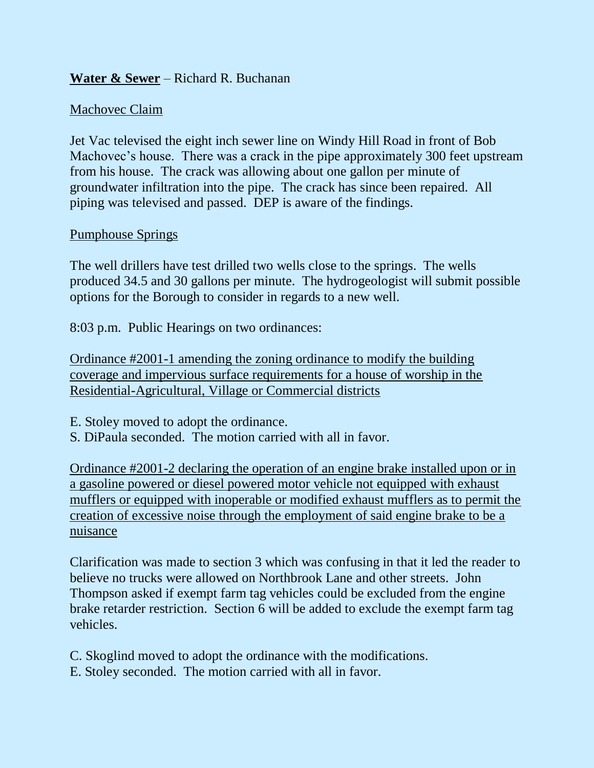**<u>Water & Sewer</u>** – Richard R. Buchanan

<u>Machovec Claim</u>

Jet Vac televised the eight inch sewer line on Windy Hill Road in front of Bob Machovec's house. There was a crack in the pipe approximately 300 feet upstream from his house. The crack was allowing about one gallon per minute of groundwater infiltration into the pipe. The crack has since been repaired. All piping was televised and passed. DEP is aware of the findings.

<u>Pumphouse Springs</u>

The well drillers have test drilled two wells close to the springs. The wells produced 34.5 and 30 gallons per minute. The hydrogeologist will submit possible options for the Borough to consider in regards to a new well.

8:03 p.m. Public Hearings on two ordinances:

<u>Ordinance #2001-1 amending the zoning ordinance to modify the building coverage and impervious surface requirements for a house of worship in the Residential-Agricultural, Village or Commercial districts</u>

E. Stoley moved to adopt the ordinance.
S. DiPaula seconded. The motion carried with all in favor.

<u>Ordinance #2001-2 declaring the operation of an engine brake installed upon or in a gasoline powered or diesel powered motor vehicle not equipped with exhaust mufflers or equipped with inoperable or modified exhaust mufflers as to permit the creation of excessive noise through the employment of said engine brake to be a nuisance</u>

Clarification was made to section 3 which was confusing in that it led the reader to believe no trucks were allowed on Northbrook Lane and other streets. John Thompson asked if exempt farm tag vehicles could be excluded from the engine brake retarder restriction. Section 6 will be added to exclude the exempt farm tag vehicles.

C. Skoglind moved to adopt the ordinance with the modifications.
E. Stoley seconded. The motion carried with all in favor.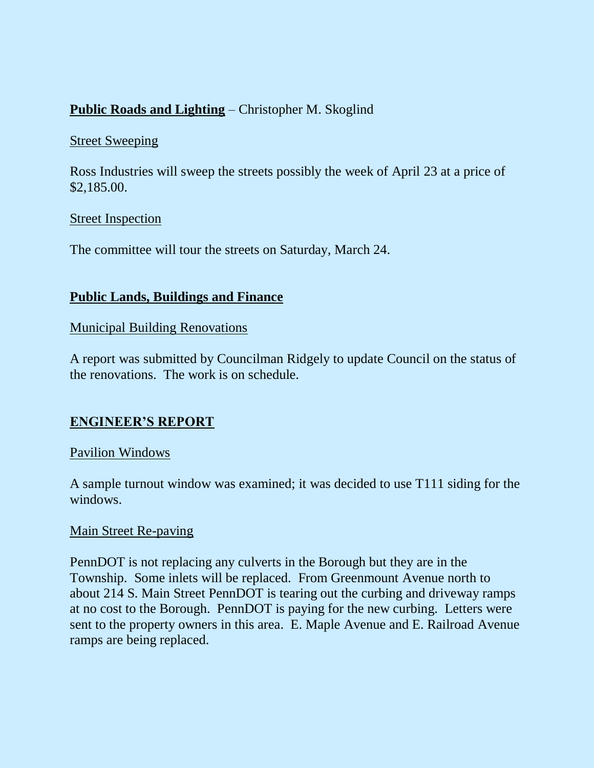**Public Roads and Lighting** – Christopher M. Skoglind

Street Sweeping

Ross Industries will sweep the streets possibly the week of April 23 at a price of $2,185.00.

Street Inspection

The committee will tour the streets on Saturday, March 24.

**Public Lands, Buildings and Finance**

Municipal Building Renovations

A report was submitted by Councilman Ridgely to update Council on the status of the renovations. The work is on schedule.

**ENGINEER'S REPORT**

Pavilion Windows

A sample turnout window was examined; it was decided to use T111 siding for the windows.

Main Street Re-paving

PennDOT is not replacing any culverts in the Borough but they are in the Township. Some inlets will be replaced. From Greenmount Avenue north to about 214 S. Main Street PennDOT is tearing out the curbing and driveway ramps at no cost to the Borough. PennDOT is paying for the new curbing. Letters were sent to the property owners in this area. E. Maple Avenue and E. Railroad Avenue ramps are being replaced.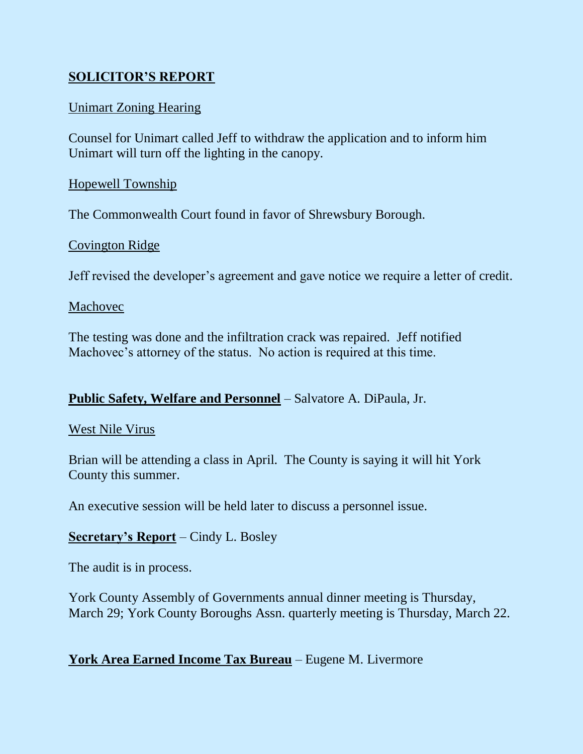## SOLICITOR'S REPORT

Unimart Zoning Hearing

Counsel for Unimart called Jeff to withdraw the application and to inform him Unimart will turn off the lighting in the canopy.

Hopewell Township

The Commonwealth Court found in favor of Shrewsbury Borough.

Covington Ridge

Jeff revised the developer's agreement and gave notice we require a letter of credit.

Machovec

The testing was done and the infiltration crack was repaired. Jeff notified Machovec's attorney of the status. No action is required at this time.

**Public Safety, Welfare and Personnel** – Salvatore A. DiPaula, Jr.

West Nile Virus

Brian will be attending a class in April. The County is saying it will hit York County this summer.

An executive session will be held later to discuss a personnel issue.

**Secretary's Report** – Cindy L. Bosley

The audit is in process.

York County Assembly of Governments annual dinner meeting is Thursday, March 29; York County Boroughs Assn. quarterly meeting is Thursday, March 22.

**York Area Earned Income Tax Bureau** – Eugene M. Livermore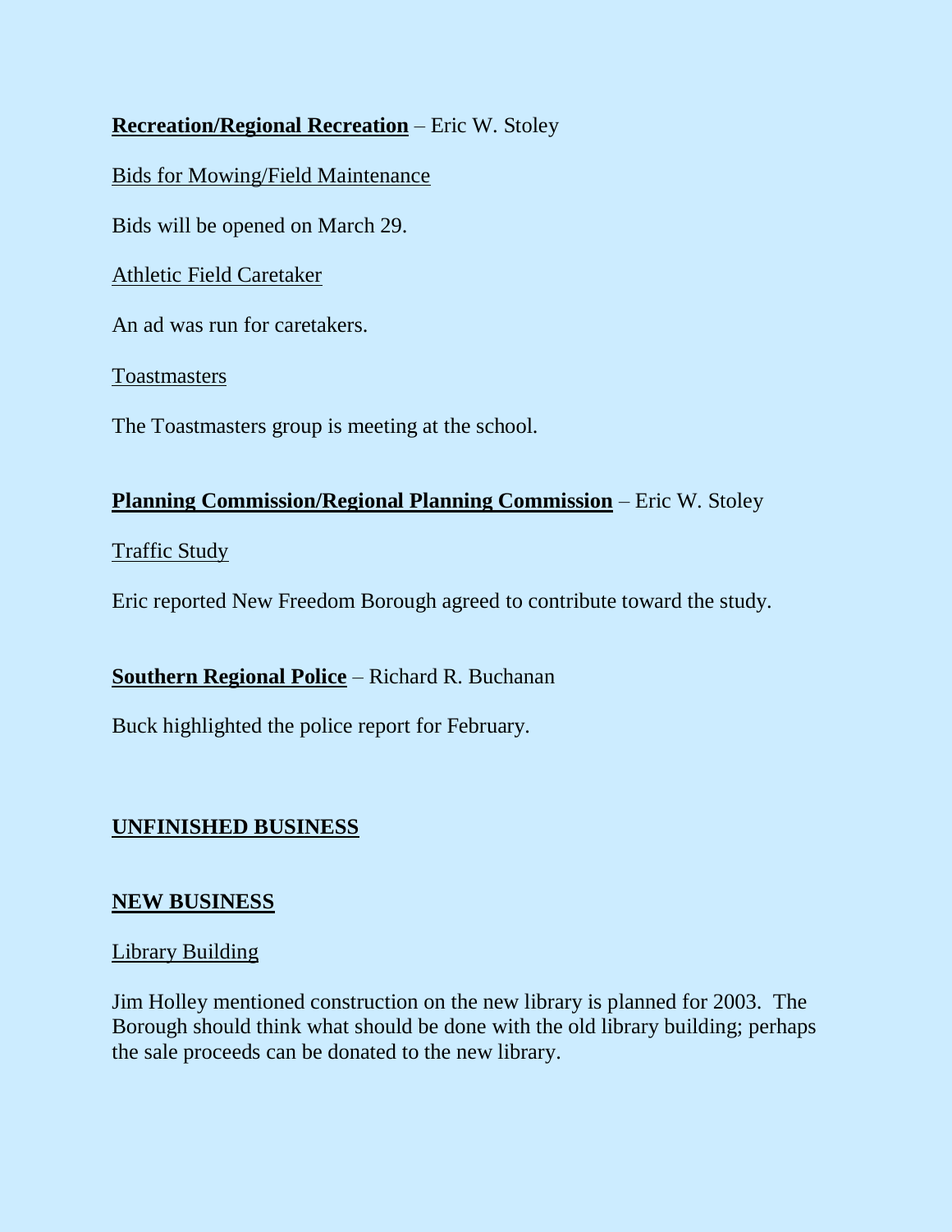**Recreation/Regional Recreation** – Eric W. Stoley

Bids for Mowing/Field Maintenance

Bids will be opened on March 29.

Athletic Field Caretaker

An ad was run for caretakers.

Toastmasters

The Toastmasters group is meeting at the school.

**Planning Commission/Regional Planning Commission** – Eric W. Stoley

Traffic Study

Eric reported New Freedom Borough agreed to contribute toward the study.

**Southern Regional Police** – Richard R. Buchanan

Buck highlighted the police report for February.

## UNFINISHED BUSINESS

## NEW BUSINESS

Library Building

Jim Holley mentioned construction on the new library is planned for 2003. The Borough should think what should be done with the old library building; perhaps the sale proceeds can be donated to the new library.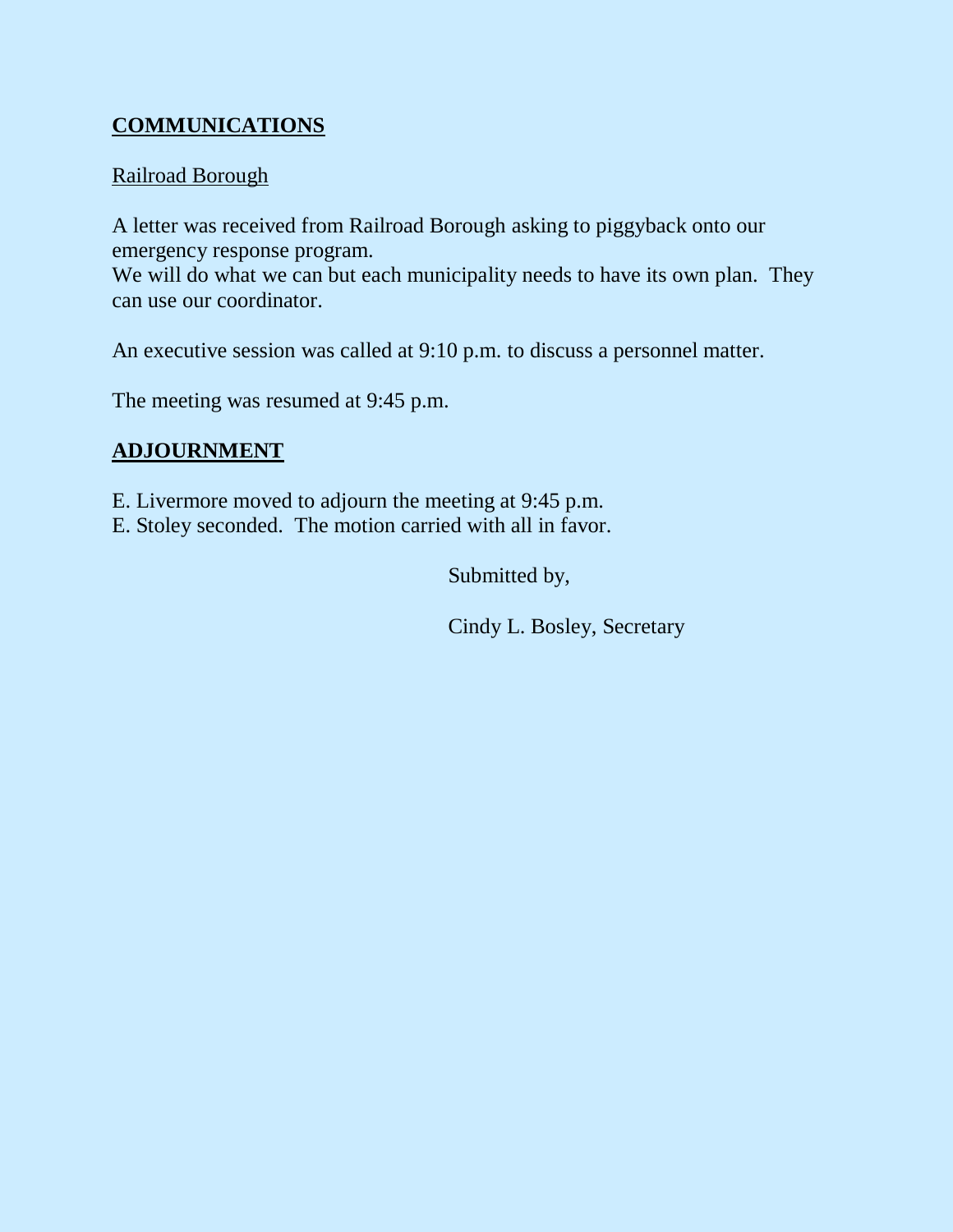## COMMUNICATIONS

Railroad Borough

A letter was received from Railroad Borough asking to piggyback onto our emergency response program.
We will do what we can but each municipality needs to have its own plan. They can use our coordinator.

An executive session was called at 9:10 p.m. to discuss a personnel matter.

The meeting was resumed at 9:45 p.m.

## ADJOURNMENT

E. Livermore moved to adjourn the meeting at 9:45 p.m.
E. Stoley seconded. The motion carried with all in favor.

Submitted by,

Cindy L. Bosley, Secretary